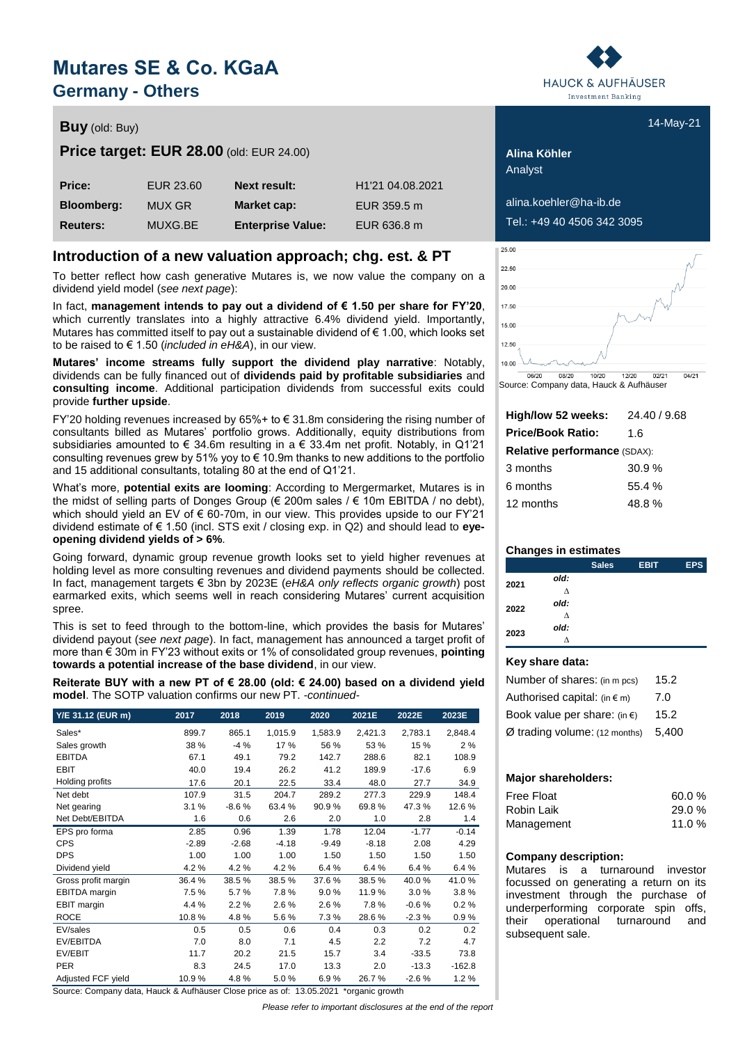# Mutares SE & Co. KGaA

## Germany - Others

**Buy** (old: Buy)

**Price target: EUR 28.00** (old: EUR 24.00)

| Price: | EUR 23.60 | Next result: | H1'21 04.08.2021 |
|---|---|---|---|
| **Bloomberg:** | MUX GR | **Market cap:** | EUR 359.5 m |
| **Reuters:** | MUXG.BE | **Enterprise Value:** | EUR 636.8 m |

14-May-21

**Alina Köhler**
Analyst

alina.koehler@ha-ib.de
Tel.: +49 40 4506 342 3095

## Introduction of a new valuation approach; chg. est. & PT

To better reflect how cash generative Mutares is, we now value the company on a dividend yield model (*see next page*):

In fact, **management intends to pay out a dividend of € 1.50 per share for FY'20**, which currently translates into a highly attractive 6.4% dividend yield. Importantly, Mutares has committed itself to pay out a sustainable dividend of € 1.00, which looks set to be raised to € 1.50 (*included in eH&A*), in our view.

**Mutares' income streams fully support the dividend play narrative**: Notably, dividends can be fully financed out of **dividends paid by profitable subsidiaries** and **consulting income**. Additional participation dividends from successful exits could provide **further upside**.

FY'20 holding revenues increased by 65%+ to € 31.8m considering the rising number of consultants billed as Mutares' portfolio grows. Additionally, equity distributions from subsidiaries amounted to € 34.6m resulting in a € 33.4m net profit. Notably, in Q1'21 consulting revenues grew by 51% yoy to € 10.9m thanks to new additions to the portfolio and 15 additional consultants, totaling 80 at the end of Q1'21.

What's more, **potential exits are looming**: According to Mergermarket, Mutares is in the midst of selling parts of Donges Group (€ 200m sales / € 10m EBITDA / no debt), which should yield an EV of € 60-70m, in our view. This provides upside to our FY'21 dividend estimate of € 1.50 (incl. STS exit / closing exp. in Q2) and should lead to **eye-opening dividend yields of > 6%**.

Going forward, dynamic group revenue growth looks set to yield higher revenues at holding level as more consulting revenues and dividend payments should be collected. In fact, management targets € 3bn by 2023E (*eH&A only reflects organic growth*) post earmarked exits, which seems well in reach considering Mutares' current acquisition spree.

This is set to feed through to the bottom-line, which provides the basis for Mutares' dividend payout (*see next page*). In fact, management has announced a target profit of more than € 30m in FY'23 without exits or 1% of consolidated group revenues, **pointing towards a potential increase of the base dividend**, in our view.

**Reiterate BUY with a new PT of € 28.00 (old: € 24.00) based on a dividend yield model**. The SOTP valuation confirms our new PT. *-continued-*

| Y/E 31.12 (EUR m) | 2017 | 2018 | 2019 | 2020 | 2021E | 2022E | 2023E |
|---|---|---|---|---|---|---|---|
| Sales* | 899.7 | 865.1 | 1,015.9 | 1,583.9 | 2,421.3 | 2,783.1 | 2,848.4 |
| Sales growth | 38 % | -4 % | 17 % | 56 % | 53 % | 15 % | 2 % |
| EBITDA | 67.1 | 49.1 | 79.2 | 142.7 | 288.6 | 82.1 | 108.9 |
| EBIT | 40.0 | 19.4 | 26.2 | 41.2 | 189.9 | -17.6 | 6.9 |
| Holding profits | 17.6 | 20.1 | 22.5 | 33.4 | 48.0 | 27.7 | 34.9 |
| Net debt | 107.9 | 31.5 | 204.7 | 289.2 | 277.3 | 229.9 | 148.4 |
| Net gearing | 3.1 % | -8.6 % | 63.4 % | 90.9 % | 69.8 % | 47.3 % | 12.6 % |
| Net Debt/EBITDA | 1.6 | 0.6 | 2.6 | 2.0 | 1.0 | 2.8 | 1.4 |
| EPS pro forma | 2.85 | 0.96 | 1.39 | 1.78 | 12.04 | -1.77 | -0.14 |
| CPS | -2.89 | -2.68 | -4.18 | -9.49 | -8.18 | 2.08 | 4.29 |
| DPS | 1.00 | 1.00 | 1.00 | 1.50 | 1.50 | 1.50 | 1.50 |
| Dividend yield | 4.2 % | 4.2 % | 4.2 % | 6.4 % | 6.4 % | 6.4 % | 6.4 % |
| Gross profit margin | 36.4 % | 38.5 % | 38.5 % | 37.6 % | 38.5 % | 40.0 % | 41.0 % |
| EBITDA margin | 7.5 % | 5.7 % | 7.8 % | 9.0 % | 11.9 % | 3.0 % | 3.8 % |
| EBIT margin | 4.4 % | 2.2 % | 2.6 % | 2.6 % | 7.8 % | -0.6 % | 0.2 % |
| ROCE | 10.8 % | 4.8 % | 5.6 % | 7.3 % | 28.6 % | -2.3 % | 0.9 % |
| EV/sales | 0.5 | 0.5 | 0.6 | 0.4 | 0.3 | 0.2 | 0.2 |
| EV/EBITDA | 7.0 | 8.0 | 7.1 | 4.5 | 2.2 | 7.2 | 4.7 |
| EV/EBIT | 11.7 | 20.2 | 21.5 | 15.7 | 3.4 | -33.5 | 73.8 |
| PER | 8.3 | 24.5 | 17.0 | 13.3 | 2.0 | -13.3 | -162.8 |
| Adjusted FCF yield | 10.9 % | 4.8 % | 5.0 % | 6.9 % | 26.7 % | -2.6 % | 1.2 % |

Source: Company data, Hauck & Aufhäuser Close price as of: 13.05.2021 *organic growth

Source: Company data, Hauck & Aufhäuser

| High/low 52 weeks: | 24.40 / 9.68 |
|---|---|
| **Price/Book Ratio:** | 1.6 |
| **Relative performance** (SDAX): | |
| 3 months | 30.9 % |
| 6 months | 55.4 % |
| 12 months | 48.8 % |

**Changes in estimates**

| | | Sales | EBIT | EPS |
|---|---|---|---|---|
| 2021 | old: | | | |
| | Δ | | | |
| 2022 | old: | | | |
| | Δ | | | |
| 2023 | old: | | | |
| | Δ | | | |

**Key share data:**

| Number of shares: (in m pcs) | 15.2 |
|---|---|
| Authorised capital: (in € m) | 7.0 |
| Book value per share: (in €) | 15.2 |
| Ø trading volume: (12 months) | 5,400 |

**Major shareholders:**

| Free Float | 60.0 % |
|---|---|
| Robin Laik | 29.0 % |
| Management | 11.0 % |

**Company description:**

Mutares is a turnaround investor focussed on generating a return on its investment through the purchase of underperforming corporate spin offs, their operational turnaround and subsequent sale.

*Please refer to important disclosures at the end of the report*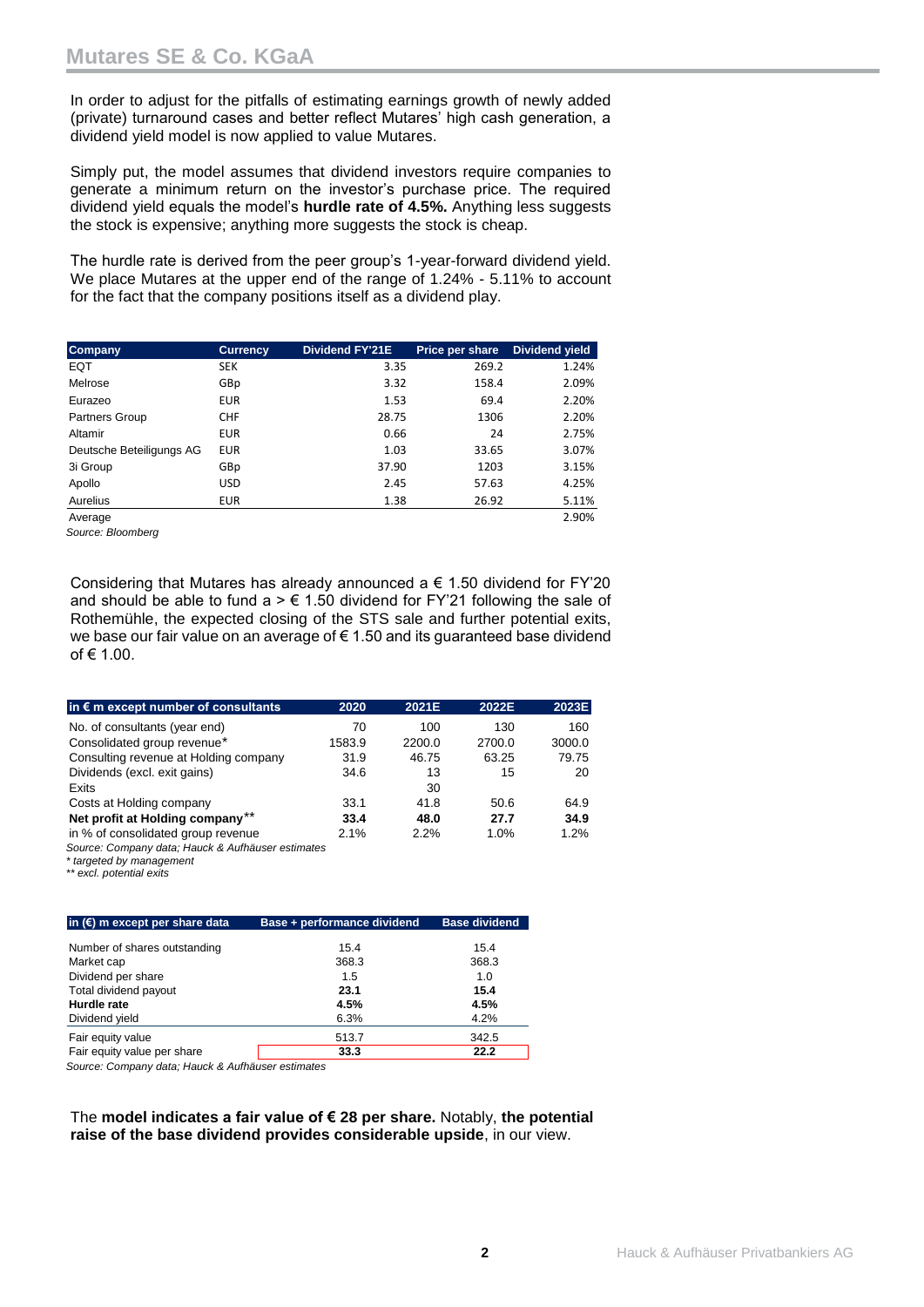In order to adjust for the pitfalls of estimating earnings growth of newly added (private) turnaround cases and better reflect Mutares' high cash generation, a dividend yield model is now applied to value Mutares.

Simply put, the model assumes that dividend investors require companies to generate a minimum return on the investor's purchase price. The required dividend yield equals the model's **hurdle rate of 4.5%.** Anything less suggests the stock is expensive; anything more suggests the stock is cheap.

The hurdle rate is derived from the peer group's 1-year-forward dividend yield. We place Mutares at the upper end of the range of 1.24% - 5.11% to account for the fact that the company positions itself as a dividend play.

| Company | Currency | Dividend FY'21E | Price per share | Dividend yield |
|---|---|---|---|---|
| EQT | SEK | 3.35 | 269.2 | 1.24% |
| Melrose | GBp | 3.32 | 158.4 | 2.09% |
| Eurazeo | EUR | 1.53 | 69.4 | 2.20% |
| Partners Group | CHF | 28.75 | 1306 | 2.20% |
| Altamir | EUR | 0.66 | 24 | 2.75% |
| Deutsche Beteiligungs AG | EUR | 1.03 | 33.65 | 3.07% |
| 3i Group | GBp | 37.90 | 1203 | 3.15% |
| Apollo | USD | 2.45 | 57.63 | 4.25% |
| Aurelius | EUR | 1.38 | 26.92 | 5.11% |
| Average | | | | 2.90% |

*Source: Bloomberg*

Considering that Mutares has already announced a € 1.50 dividend for FY'20 and should be able to fund a > € 1.50 dividend for FY'21 following the sale of Rothemühle, the expected closing of the STS sale and further potential exits, we base our fair value on an average of € 1.50 and its guaranteed base dividend of € 1.00.

| in € m except number of consultants | 2020 | 2021E | 2022E | 2023E |
|---|---|---|---|---|
| No. of consultants (year end) | 70 | 100 | 130 | 160 |
| Consolidated group revenue* | 1583.9 | 2200.0 | 2700.0 | 3000.0 |
| Consulting revenue at Holding company | 31.9 | 46.75 | 63.25 | 79.75 |
| Dividends (excl. exit gains) | 34.6 | 13 | 15 | 20 |
| Exits | | 30 | | |
| Costs at Holding company | 33.1 | 41.8 | 50.6 | 64.9 |
| **Net profit at Holding company**** | **33.4** | **48.0** | **27.7** | **34.9** |
| in % of consolidated group revenue | 2.1% | 2.2% | 1.0% | 1.2% |

*Source: Company data; Hauck & Aufhäuser estimates*
*\* targeted by management*
*\*\* excl. potential exits*

| in (€) m except per share data | Base + performance dividend | Base dividend |
|---|---|---|
| Number of shares outstanding | 15.4 | 15.4 |
| Market cap | 368.3 | 368.3 |
| Dividend per share | 1.5 | 1.0 |
| Total dividend payout | **23.1** | **15.4** |
| **Hurdle rate** | **4.5%** | **4.5%** |
| Dividend yield | 6.3% | 4.2% |
| Fair equity value | 513.7 | 342.5 |
| Fair equity value per share | **33.3** | **22.2** |

*Source: Company data; Hauck & Aufhäuser estimates*

The **model indicates a fair value of € 28 per share.** Notably, **the potential raise of the base dividend provides considerable upside**, in our view.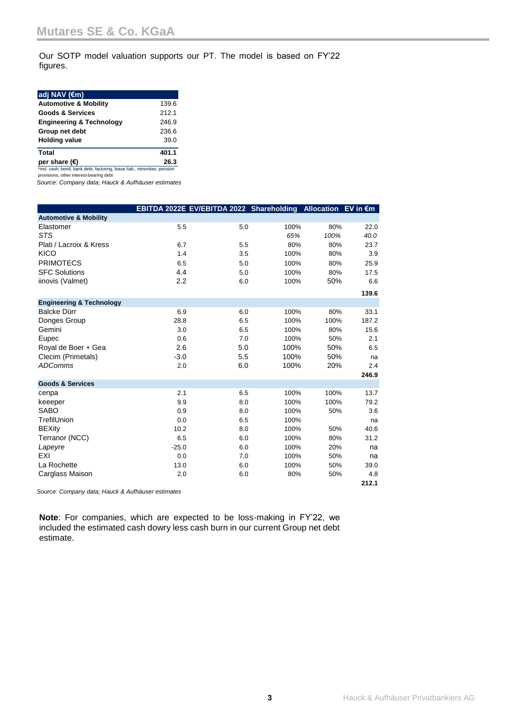Our SOTP model valuation supports our PT. The model is based on FY'22 figures.

| adj NAV (€m) | |
|---|---|
| **Automotive & Mobility** | 139.6 |
| **Goods & Services** | 212.1 |
| **Engineering & Technology** | 246.9 |
| **Group net debt** | 236.6 |
| **Holding value** | 39.0 |
| **Total** | **401.1** |
| **per share (€)** | **26.3** |

*incl. cash, bond, bank debt, factoring, lease liab., minorities, pension provisions, other interest-bearing debt

*Source: Company data; Hauck & Aufhäuser estimates*

| | EBITDA 2022E | EV/EBITDA 2022 | Shareholding | Allocation | EV in €m |
|---|---|---|---|---|---|
| **Automotive & Mobility** | | | | | |
| Elastomer | 5.5 | 5.0 | 100% | 80% | 22.0 |
| *STS* | | | *65%* | *100%* | *40.0* |
| Plati / Lacroix & Kress | 6.7 | 5.5 | 80% | 80% | 23.7 |
| KICO | 1.4 | 3.5 | 100% | 80% | 3.9 |
| PRIMOTECS | 6.5 | 5.0 | 100% | 80% | 25.9 |
| SFC Solutions | 4.4 | 5.0 | 100% | 80% | 17.5 |
| iinovis (Valmet) | 2.2 | 6.0 | 100% | 50% | 6.6 |
| | | | | | **139.6** |
| **Engineering & Technology** | | | | | |
| Balcke Dürr | 6.9 | 6.0 | 100% | 80% | 33.1 |
| Donges Group | 28.8 | 6.5 | 100% | 100% | 187.2 |
| Gemini | 3.0 | 6.5 | 100% | 80% | 15.6 |
| Eupec | 0.6 | 7.0 | 100% | 50% | 2.1 |
| Royal de Boer + Gea | 2.6 | 5.0 | 100% | 50% | 6.5 |
| Clecim (Primetals) | -3.0 | 5.5 | 100% | 50% | na |
| *ADComms* | 2.0 | 6.0 | 100% | 20% | 2.4 |
| | | | | | **246.9** |
| **Goods & Services** | | | | | |
| cenpa | 2.1 | 6.5 | 100% | 100% | 13.7 |
| keeeper | 9.9 | 8.0 | 100% | 100% | 79.2 |
| SABO | 0.9 | 8.0 | 100% | 50% | 3.6 |
| TrefilUnion | 0.0 | 6.5 | 100% | | na |
| BEXity | 10.2 | 8.0 | 100% | 50% | 40.6 |
| Terranor (NCC) | 6.5 | 6.0 | 100% | 80% | 31.2 |
| *Lapeyre* | -25.0 | 6.0 | 100% | 20% | na |
| EXI | 0.0 | 7.0 | 100% | 50% | na |
| La Rochette | 13.0 | 6.0 | 100% | 50% | 39.0 |
| Carglass Maison | 2.0 | 6.0 | 80% | 50% | 4.8 |
| | | | | | **212.1** |

*Source: Company data; Hauck & Aufhäuser estimates*

**Note**: For companies, which are expected to be loss-making in FY'22, we included the estimated cash dowry less cash burn in our current Group net debt estimate.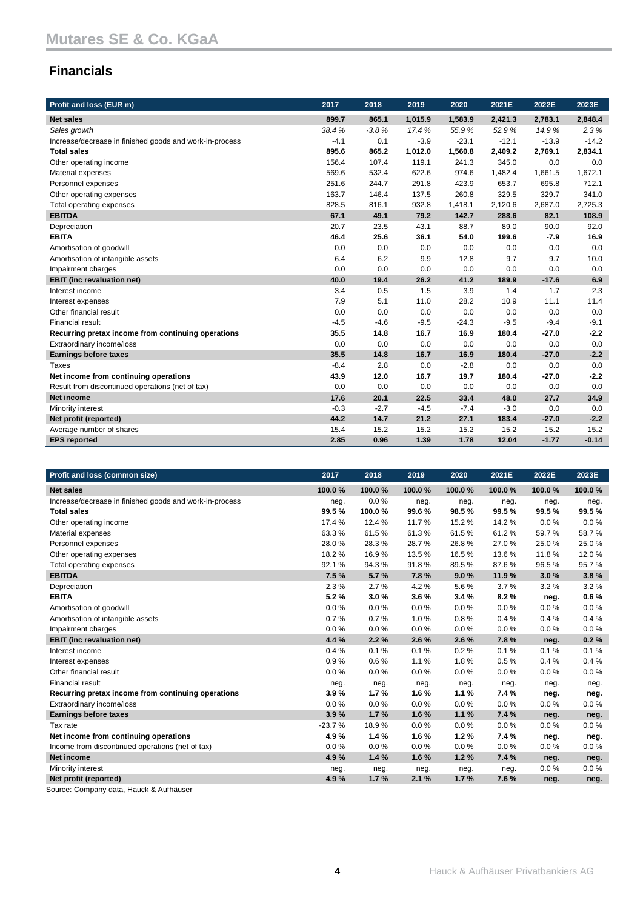# Mutares SE & Co. KGaA

## Financials

| Profit and loss (EUR m) | 2017 | 2018 | 2019 | 2020 | 2021E | 2022E | 2023E |
|---|---|---|---|---|---|---|---|
| **Net sales** | **899.7** | **865.1** | **1,015.9** | **1,583.9** | **2,421.3** | **2,783.1** | **2,848.4** |
| *Sales growth* | *38.4 %* | *-3.8 %* | *17.4 %* | *55.9 %* | *52.9 %* | *14.9 %* | *2.3 %* |
| Increase/decrease in finished goods and work-in-process | -4.1 | 0.1 | -3.9 | -23.1 | -12.1 | -13.9 | -14.2 |
| **Total sales** | **895.6** | **865.2** | **1,012.0** | **1,560.8** | **2,409.2** | **2,769.1** | **2,834.1** |
| Other operating income | 156.4 | 107.4 | 119.1 | 241.3 | 345.0 | 0.0 | 0.0 |
| Material expenses | 569.6 | 532.4 | 622.6 | 974.6 | 1,482.4 | 1,661.5 | 1,672.1 |
| Personnel expenses | 251.6 | 244.7 | 291.8 | 423.9 | 653.7 | 695.8 | 712.1 |
| Other operating expenses | 163.7 | 146.4 | 137.5 | 260.8 | 329.5 | 329.7 | 341.0 |
| Total operating expenses | 828.5 | 816.1 | 932.8 | 1,418.1 | 2,120.6 | 2,687.0 | 2,725.3 |
| **EBITDA** | **67.1** | **49.1** | **79.2** | **142.7** | **288.6** | **82.1** | **108.9** |
| Depreciation | 20.7 | 23.5 | 43.1 | 88.7 | 89.0 | 90.0 | 92.0 |
| **EBITA** | **46.4** | **25.6** | **36.1** | **54.0** | **199.6** | **-7.9** | **16.9** |
| Amortisation of goodwill | 0.0 | 0.0 | 0.0 | 0.0 | 0.0 | 0.0 | 0.0 |
| Amortisation of intangible assets | 6.4 | 6.2 | 9.9 | 12.8 | 9.7 | 9.7 | 10.0 |
| Impairment charges | 0.0 | 0.0 | 0.0 | 0.0 | 0.0 | 0.0 | 0.0 |
| **EBIT (inc revaluation net)** | **40.0** | **19.4** | **26.2** | **41.2** | **189.9** | **-17.6** | **6.9** |
| Interest income | 3.4 | 0.5 | 1.5 | 3.9 | 1.4 | 1.7 | 2.3 |
| Interest expenses | 7.9 | 5.1 | 11.0 | 28.2 | 10.9 | 11.1 | 11.4 |
| Other financial result | 0.0 | 0.0 | 0.0 | 0.0 | 0.0 | 0.0 | 0.0 |
| Financial result | -4.5 | -4.6 | -9.5 | -24.3 | -9.5 | -9.4 | -9.1 |
| **Recurring pretax income from continuing operations** | **35.5** | **14.8** | **16.7** | **16.9** | **180.4** | **-27.0** | **-2.2** |
| Extraordinary income/loss | 0.0 | 0.0 | 0.0 | 0.0 | 0.0 | 0.0 | 0.0 |
| **Earnings before taxes** | **35.5** | **14.8** | **16.7** | **16.9** | **180.4** | **-27.0** | **-2.2** |
| Taxes | -8.4 | 2.8 | 0.0 | -2.8 | 0.0 | 0.0 | 0.0 |
| **Net income from continuing operations** | **43.9** | **12.0** | **16.7** | **19.7** | **180.4** | **-27.0** | **-2.2** |
| Result from discontinued operations (net of tax) | 0.0 | 0.0 | 0.0 | 0.0 | 0.0 | 0.0 | 0.0 |
| **Net income** | **17.6** | **20.1** | **22.5** | **33.4** | **48.0** | **27.7** | **34.9** |
| Minority interest | -0.3 | -2.7 | -4.5 | -7.4 | -3.0 | 0.0 | 0.0 |
| **Net profit (reported)** | **44.2** | **14.7** | **21.2** | **27.1** | **183.4** | **-27.0** | **-2.2** |
| Average number of shares | 15.4 | 15.2 | 15.2 | 15.2 | 15.2 | 15.2 | 15.2 |
| **EPS reported** | **2.85** | **0.96** | **1.39** | **1.78** | **12.04** | **-1.77** | **-0.14** |

| Profit and loss (common size) | 2017 | 2018 | 2019 | 2020 | 2021E | 2022E | 2023E |
|---|---|---|---|---|---|---|---|
| **Net sales** | **100.0 %** | **100.0 %** | **100.0 %** | **100.0 %** | **100.0 %** | **100.0 %** | **100.0 %** |
| Increase/decrease in finished goods and work-in-process | neg. | 0.0 % | neg. | neg. | neg. | neg. | neg. |
| **Total sales** | **99.5 %** | **100.0 %** | **99.6 %** | **98.5 %** | **99.5 %** | **99.5 %** | **99.5 %** |
| Other operating income | 17.4 % | 12.4 % | 11.7 % | 15.2 % | 14.2 % | 0.0 % | 0.0 % |
| Material expenses | 63.3 % | 61.5 % | 61.3 % | 61.5 % | 61.2 % | 59.7 % | 58.7 % |
| Personnel expenses | 28.0 % | 28.3 % | 28.7 % | 26.8 % | 27.0 % | 25.0 % | 25.0 % |
| Other operating expenses | 18.2 % | 16.9 % | 13.5 % | 16.5 % | 13.6 % | 11.8 % | 12.0 % |
| Total operating expenses | 92.1 % | 94.3 % | 91.8 % | 89.5 % | 87.6 % | 96.5 % | 95.7 % |
| **EBITDA** | **7.5 %** | **5.7 %** | **7.8 %** | **9.0 %** | **11.9 %** | **3.0 %** | **3.8 %** |
| Depreciation | 2.3 % | 2.7 % | 4.2 % | 5.6 % | 3.7 % | 3.2 % | 3.2 % |
| **EBITA** | **5.2 %** | **3.0 %** | **3.6 %** | **3.4 %** | **8.2 %** | **neg.** | **0.6 %** |
| Amortisation of goodwill | 0.0 % | 0.0 % | 0.0 % | 0.0 % | 0.0 % | 0.0 % | 0.0 % |
| Amortisation of intangible assets | 0.7 % | 0.7 % | 1.0 % | 0.8 % | 0.4 % | 0.4 % | 0.4 % |
| Impairment charges | 0.0 % | 0.0 % | 0.0 % | 0.0 % | 0.0 % | 0.0 % | 0.0 % |
| **EBIT (inc revaluation net)** | **4.4 %** | **2.2 %** | **2.6 %** | **2.6 %** | **7.8 %** | **neg.** | **0.2 %** |
| Interest income | 0.4 % | 0.1 % | 0.1 % | 0.2 % | 0.1 % | 0.1 % | 0.1 % |
| Interest expenses | 0.9 % | 0.6 % | 1.1 % | 1.8 % | 0.5 % | 0.4 % | 0.4 % |
| Other financial result | 0.0 % | 0.0 % | 0.0 % | 0.0 % | 0.0 % | 0.0 % | 0.0 % |
| Financial result | neg. | neg. | neg. | neg. | neg. | neg. | neg. |
| **Recurring pretax income from continuing operations** | **3.9 %** | **1.7 %** | **1.6 %** | **1.1 %** | **7.4 %** | **neg.** | **neg.** |
| Extraordinary income/loss | 0.0 % | 0.0 % | 0.0 % | 0.0 % | 0.0 % | 0.0 % | 0.0 % |
| **Earnings before taxes** | **3.9 %** | **1.7 %** | **1.6 %** | **1.1 %** | **7.4 %** | **neg.** | **neg.** |
| Tax rate | -23.7 % | 18.9 % | 0.0 % | 0.0 % | 0.0 % | 0.0 % | 0.0 % |
| **Net income from continuing operations** | **4.9 %** | **1.4 %** | **1.6 %** | **1.2 %** | **7.4 %** | **neg.** | **neg.** |
| Income from discontinued operations (net of tax) | 0.0 % | 0.0 % | 0.0 % | 0.0 % | 0.0 % | 0.0 % | 0.0 % |
| **Net income** | **4.9 %** | **1.4 %** | **1.6 %** | **1.2 %** | **7.4 %** | **neg.** | **neg.** |
| Minority interest | neg. | neg. | neg. | neg. | neg. | 0.0 % | 0.0 % |
| **Net profit (reported)** | **4.9 %** | **1.7 %** | **2.1 %** | **1.7 %** | **7.6 %** | **neg.** | **neg.** |

Source: Company data, Hauck & Aufhäuser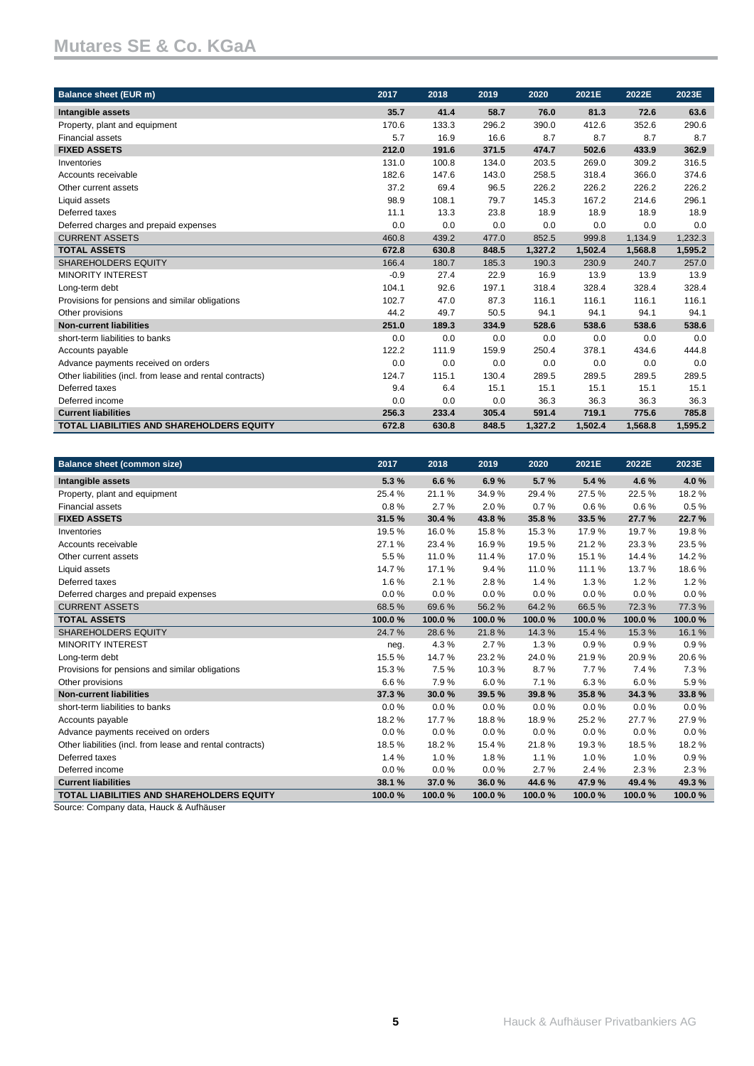## Mutares SE & Co. KGaA

| Balance sheet (EUR m) | 2017 | 2018 | 2019 | 2020 | 2021E | 2022E | 2023E |
|---|---|---|---|---|---|---|---|
| **Intangible assets** | **35.7** | **41.4** | **58.7** | **76.0** | **81.3** | **72.6** | **63.6** |
| Property, plant and equipment | 170.6 | 133.3 | 296.2 | 390.0 | 412.6 | 352.6 | 290.6 |
| Financial assets | 5.7 | 16.9 | 16.6 | 8.7 | 8.7 | 8.7 | 8.7 |
| **FIXED ASSETS** | **212.0** | **191.6** | **371.5** | **474.7** | **502.6** | **433.9** | **362.9** |
| Inventories | 131.0 | 100.8 | 134.0 | 203.5 | 269.0 | 309.2 | 316.5 |
| Accounts receivable | 182.6 | 147.6 | 143.0 | 258.5 | 318.4 | 366.0 | 374.6 |
| Other current assets | 37.2 | 69.4 | 96.5 | 226.2 | 226.2 | 226.2 | 226.2 |
| Liquid assets | 98.9 | 108.1 | 79.7 | 145.3 | 167.2 | 214.6 | 296.1 |
| Deferred taxes | 11.1 | 13.3 | 23.8 | 18.9 | 18.9 | 18.9 | 18.9 |
| Deferred charges and prepaid expenses | 0.0 | 0.0 | 0.0 | 0.0 | 0.0 | 0.0 | 0.0 |
| CURRENT ASSETS | 460.8 | 439.2 | 477.0 | 852.5 | 999.8 | 1,134.9 | 1,232.3 |
| **TOTAL ASSETS** | **672.8** | **630.8** | **848.5** | **1,327.2** | **1,502.4** | **1,568.8** | **1,595.2** |
| SHAREHOLDERS EQUITY | 166.4 | 180.7 | 185.3 | 190.3 | 230.9 | 240.7 | 257.0 |
| MINORITY INTEREST | -0.9 | 27.4 | 22.9 | 16.9 | 13.9 | 13.9 | 13.9 |
| Long-term debt | 104.1 | 92.6 | 197.1 | 318.4 | 328.4 | 328.4 | 328.4 |
| Provisions for pensions and similar obligations | 102.7 | 47.0 | 87.3 | 116.1 | 116.1 | 116.1 | 116.1 |
| Other provisions | 44.2 | 49.7 | 50.5 | 94.1 | 94.1 | 94.1 | 94.1 |
| **Non-current liabilities** | **251.0** | **189.3** | **334.9** | **528.6** | **538.6** | **538.6** | **538.6** |
| short-term liabilities to banks | 0.0 | 0.0 | 0.0 | 0.0 | 0.0 | 0.0 | 0.0 |
| Accounts payable | 122.2 | 111.9 | 159.9 | 250.4 | 378.1 | 434.6 | 444.8 |
| Advance payments received on orders | 0.0 | 0.0 | 0.0 | 0.0 | 0.0 | 0.0 | 0.0 |
| Other liabilities (incl. from lease and rental contracts) | 124.7 | 115.1 | 130.4 | 289.5 | 289.5 | 289.5 | 289.5 |
| Deferred taxes | 9.4 | 6.4 | 15.1 | 15.1 | 15.1 | 15.1 | 15.1 |
| Deferred income | 0.0 | 0.0 | 0.0 | 36.3 | 36.3 | 36.3 | 36.3 |
| **Current liabilities** | **256.3** | **233.4** | **305.4** | **591.4** | **719.1** | **775.6** | **785.8** |
| **TOTAL LIABILITIES AND SHAREHOLDERS EQUITY** | **672.8** | **630.8** | **848.5** | **1,327.2** | **1,502.4** | **1,568.8** | **1,595.2** |

| Balance sheet (common size) | 2017 | 2018 | 2019 | 2020 | 2021E | 2022E | 2023E |
|---|---|---|---|---|---|---|---|
| **Intangible assets** | **5.3 %** | **6.6 %** | **6.9 %** | **5.7 %** | **5.4 %** | **4.6 %** | **4.0 %** |
| Property, plant and equipment | 25.4 % | 21.1 % | 34.9 % | 29.4 % | 27.5 % | 22.5 % | 18.2 % |
| Financial assets | 0.8 % | 2.7 % | 2.0 % | 0.7 % | 0.6 % | 0.6 % | 0.5 % |
| **FIXED ASSETS** | **31.5 %** | **30.4 %** | **43.8 %** | **35.8 %** | **33.5 %** | **27.7 %** | **22.7 %** |
| Inventories | 19.5 % | 16.0 % | 15.8 % | 15.3 % | 17.9 % | 19.7 % | 19.8 % |
| Accounts receivable | 27.1 % | 23.4 % | 16.9 % | 19.5 % | 21.2 % | 23.3 % | 23.5 % |
| Other current assets | 5.5 % | 11.0 % | 11.4 % | 17.0 % | 15.1 % | 14.4 % | 14.2 % |
| Liquid assets | 14.7 % | 17.1 % | 9.4 % | 11.0 % | 11.1 % | 13.7 % | 18.6 % |
| Deferred taxes | 1.6 % | 2.1 % | 2.8 % | 1.4 % | 1.3 % | 1.2 % | 1.2 % |
| Deferred charges and prepaid expenses | 0.0 % | 0.0 % | 0.0 % | 0.0 % | 0.0 % | 0.0 % | 0.0 % |
| CURRENT ASSETS | 68.5 % | 69.6 % | 56.2 % | 64.2 % | 66.5 % | 72.3 % | 77.3 % |
| **TOTAL ASSETS** | **100.0 %** | **100.0 %** | **100.0 %** | **100.0 %** | **100.0 %** | **100.0 %** | **100.0 %** |
| SHAREHOLDERS EQUITY | 24.7 % | 28.6 % | 21.8 % | 14.3 % | 15.4 % | 15.3 % | 16.1 % |
| MINORITY INTEREST | neg. | 4.3 % | 2.7 % | 1.3 % | 0.9 % | 0.9 % | 0.9 % |
| Long-term debt | 15.5 % | 14.7 % | 23.2 % | 24.0 % | 21.9 % | 20.9 % | 20.6 % |
| Provisions for pensions and similar obligations | 15.3 % | 7.5 % | 10.3 % | 8.7 % | 7.7 % | 7.4 % | 7.3 % |
| Other provisions | 6.6 % | 7.9 % | 6.0 % | 7.1 % | 6.3 % | 6.0 % | 5.9 % |
| **Non-current liabilities** | **37.3 %** | **30.0 %** | **39.5 %** | **39.8 %** | **35.8 %** | **34.3 %** | **33.8 %** |
| short-term liabilities to banks | 0.0 % | 0.0 % | 0.0 % | 0.0 % | 0.0 % | 0.0 % | 0.0 % |
| Accounts payable | 18.2 % | 17.7 % | 18.8 % | 18.9 % | 25.2 % | 27.7 % | 27.9 % |
| Advance payments received on orders | 0.0 % | 0.0 % | 0.0 % | 0.0 % | 0.0 % | 0.0 % | 0.0 % |
| Other liabilities (incl. from lease and rental contracts) | 18.5 % | 18.2 % | 15.4 % | 21.8 % | 19.3 % | 18.5 % | 18.2 % |
| Deferred taxes | 1.4 % | 1.0 % | 1.8 % | 1.1 % | 1.0 % | 1.0 % | 0.9 % |
| Deferred income | 0.0 % | 0.0 % | 0.0 % | 2.7 % | 2.4 % | 2.3 % | 2.3 % |
| **Current liabilities** | **38.1 %** | **37.0 %** | **36.0 %** | **44.6 %** | **47.9 %** | **49.4 %** | **49.3 %** |
| **TOTAL LIABILITIES AND SHAREHOLDERS EQUITY** | **100.0 %** | **100.0 %** | **100.0 %** | **100.0 %** | **100.0 %** | **100.0 %** | **100.0 %** |

Source: Company data, Hauck & Aufhäuser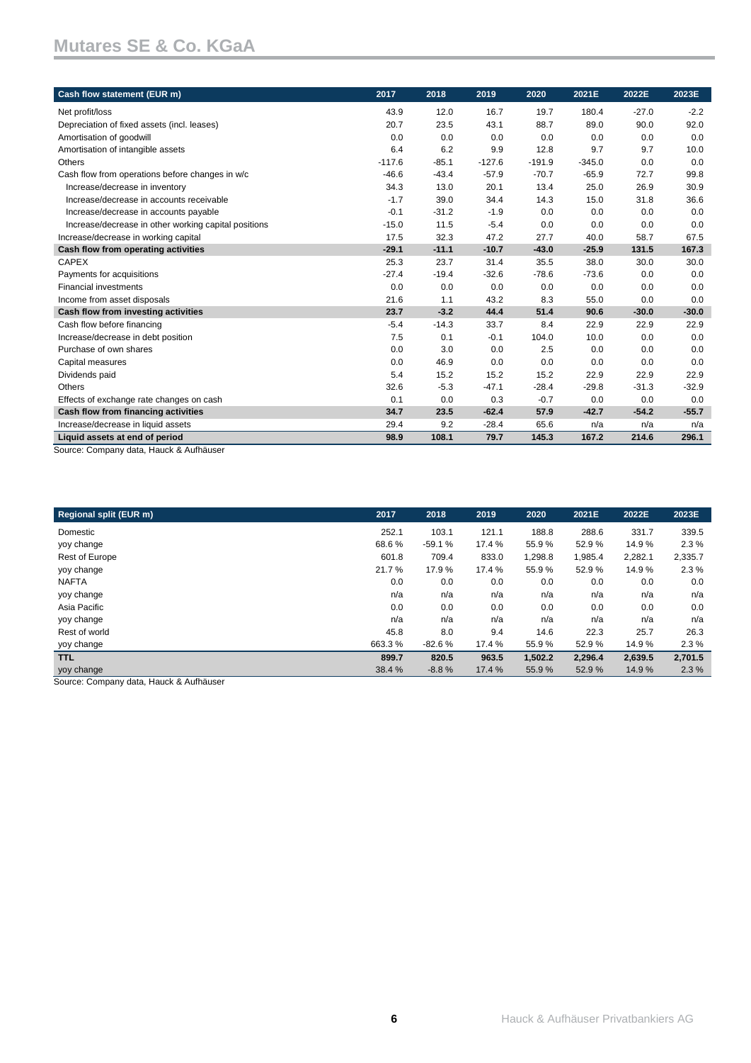| Cash flow statement (EUR m) | 2017 | 2018 | 2019 | 2020 | 2021E | 2022E | 2023E |
|---|---|---|---|---|---|---|---|
| Net profit/loss | 43.9 | 12.0 | 16.7 | 19.7 | 180.4 | -27.0 | -2.2 |
| Depreciation of fixed assets (incl. leases) | 20.7 | 23.5 | 43.1 | 88.7 | 89.0 | 90.0 | 92.0 |
| Amortisation of goodwill | 0.0 | 0.0 | 0.0 | 0.0 | 0.0 | 0.0 | 0.0 |
| Amortisation of intangible assets | 6.4 | 6.2 | 9.9 | 12.8 | 9.7 | 9.7 | 10.0 |
| Others | -117.6 | -85.1 | -127.6 | -191.9 | -345.0 | 0.0 | 0.0 |
| Cash flow from operations before changes in w/c | -46.6 | -43.4 | -57.9 | -70.7 | -65.9 | 72.7 | 99.8 |
| Increase/decrease in inventory | 34.3 | 13.0 | 20.1 | 13.4 | 25.0 | 26.9 | 30.9 |
| Increase/decrease in accounts receivable | -1.7 | 39.0 | 34.4 | 14.3 | 15.0 | 31.8 | 36.6 |
| Increase/decrease in accounts payable | -0.1 | -31.2 | -1.9 | 0.0 | 0.0 | 0.0 | 0.0 |
| Increase/decrease in other working capital positions | -15.0 | 11.5 | -5.4 | 0.0 | 0.0 | 0.0 | 0.0 |
| Increase/decrease in working capital | 17.5 | 32.3 | 47.2 | 27.7 | 40.0 | 58.7 | 67.5 |
| **Cash flow from operating activities** | **-29.1** | **-11.1** | **-10.7** | **-43.0** | **-25.9** | **131.5** | **167.3** |
| CAPEX | 25.3 | 23.7 | 31.4 | 35.5 | 38.0 | 30.0 | 30.0 |
| Payments for acquisitions | -27.4 | -19.4 | -32.6 | -78.6 | -73.6 | 0.0 | 0.0 |
| Financial investments | 0.0 | 0.0 | 0.0 | 0.0 | 0.0 | 0.0 | 0.0 |
| Income from asset disposals | 21.6 | 1.1 | 43.2 | 8.3 | 55.0 | 0.0 | 0.0 |
| **Cash flow from investing activities** | **23.7** | **-3.2** | **44.4** | **51.4** | **90.6** | **-30.0** | **-30.0** |
| Cash flow before financing | -5.4 | -14.3 | 33.7 | 8.4 | 22.9 | 22.9 | 22.9 |
| Increase/decrease in debt position | 7.5 | 0.1 | -0.1 | 104.0 | 10.0 | 0.0 | 0.0 |
| Purchase of own shares | 0.0 | 3.0 | 0.0 | 2.5 | 0.0 | 0.0 | 0.0 |
| Capital measures | 0.0 | 46.9 | 0.0 | 0.0 | 0.0 | 0.0 | 0.0 |
| Dividends paid | 5.4 | 15.2 | 15.2 | 15.2 | 22.9 | 22.9 | 22.9 |
| Others | 32.6 | -5.3 | -47.1 | -28.4 | -29.8 | -31.3 | -32.9 |
| Effects of exchange rate changes on cash | 0.1 | 0.0 | 0.3 | -0.7 | 0.0 | 0.0 | 0.0 |
| **Cash flow from financing activities** | **34.7** | **23.5** | **-62.4** | **57.9** | **-42.7** | **-54.2** | **-55.7** |
| Increase/decrease in liquid assets | 29.4 | 9.2 | -28.4 | 65.6 | n/a | n/a | n/a |
| **Liquid assets at end of period** | **98.9** | **108.1** | **79.7** | **145.3** | **167.2** | **214.6** | **296.1** |

Source: Company data, Hauck & Aufhäuser

| Regional split (EUR m) | 2017 | 2018 | 2019 | 2020 | 2021E | 2022E | 2023E |
|---|---|---|---|---|---|---|---|
| Domestic | 252.1 | 103.1 | 121.1 | 188.8 | 288.6 | 331.7 | 339.5 |
| yoy change | 68.6 % | -59.1 % | 17.4 % | 55.9 % | 52.9 % | 14.9 % | 2.3 % |
| Rest of Europe | 601.8 | 709.4 | 833.0 | 1,298.8 | 1,985.4 | 2,282.1 | 2,335.7 |
| yoy change | 21.7 % | 17.9 % | 17.4 % | 55.9 % | 52.9 % | 14.9 % | 2.3 % |
| NAFTA | 0.0 | 0.0 | 0.0 | 0.0 | 0.0 | 0.0 | 0.0 |
| yoy change | n/a | n/a | n/a | n/a | n/a | n/a | n/a |
| Asia Pacific | 0.0 | 0.0 | 0.0 | 0.0 | 0.0 | 0.0 | 0.0 |
| yoy change | n/a | n/a | n/a | n/a | n/a | n/a | n/a |
| Rest of world | 45.8 | 8.0 | 9.4 | 14.6 | 22.3 | 25.7 | 26.3 |
| yoy change | 663.3 % | -82.6 % | 17.4 % | 55.9 % | 52.9 % | 14.9 % | 2.3 % |
| **TTL** | **899.7** | **820.5** | **963.5** | **1,502.2** | **2,296.4** | **2,639.5** | **2,701.5** |
| yoy change | 38.4 % | -8.8 % | 17.4 % | 55.9 % | 52.9 % | 14.9 % | 2.3 % |

Source: Company data, Hauck & Aufhäuser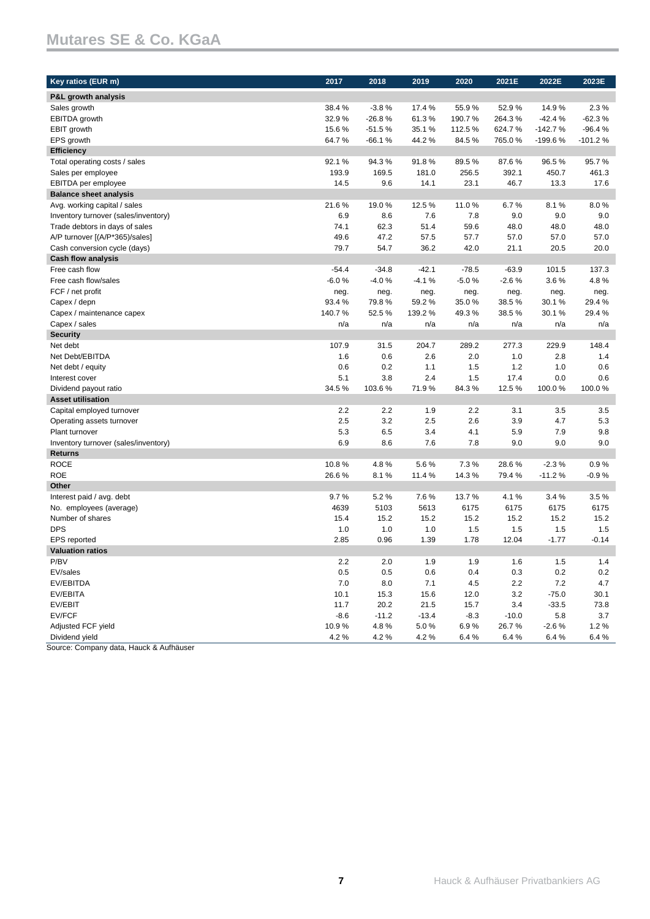| Key ratios (EUR m) | 2017 | 2018 | 2019 | 2020 | 2021E | 2022E | 2023E |
|---|---|---|---|---|---|---|---|
| **P&L growth analysis** | | | | | | | |
| Sales growth | 38.4 % | -3.8 % | 17.4 % | 55.9 % | 52.9 % | 14.9 % | 2.3 % |
| EBITDA growth | 32.9 % | -26.8 % | 61.3 % | 190.7 % | 264.3 % | -42.4 % | -62.3 % |
| EBIT growth | 15.6 % | -51.5 % | 35.1 % | 112.5 % | 624.7 % | -142.7 % | -96.4 % |
| EPS growth | 64.7 % | -66.1 % | 44.2 % | 84.5 % | 765.0 % | -199.6 % | -101.2 % |
| **Efficiency** | | | | | | | |
| Total operating costs / sales | 92.1 % | 94.3 % | 91.8 % | 89.5 % | 87.6 % | 96.5 % | 95.7 % |
| Sales per employee | 193.9 | 169.5 | 181.0 | 256.5 | 392.1 | 450.7 | 461.3 |
| EBITDA per employee | 14.5 | 9.6 | 14.1 | 23.1 | 46.7 | 13.3 | 17.6 |
| **Balance sheet analysis** | | | | | | | |
| Avg. working capital / sales | 21.6 % | 19.0 % | 12.5 % | 11.0 % | 6.7 % | 8.1 % | 8.0 % |
| Inventory turnover (sales/inventory) | 6.9 | 8.6 | 7.6 | 7.8 | 9.0 | 9.0 | 9.0 |
| Trade debtors in days of sales | 74.1 | 62.3 | 51.4 | 59.6 | 48.0 | 48.0 | 48.0 |
| A/P turnover [(A/P*365)/sales] | 49.6 | 47.2 | 57.5 | 57.7 | 57.0 | 57.0 | 57.0 |
| Cash conversion cycle (days) | 79.7 | 54.7 | 36.2 | 42.0 | 21.1 | 20.5 | 20.0 |
| **Cash flow analysis** | | | | | | | |
| Free cash flow | -54.4 | -34.8 | -42.1 | -78.5 | -63.9 | 101.5 | 137.3 |
| Free cash flow/sales | -6.0 % | -4.0 % | -4.1 % | -5.0 % | -2.6 % | 3.6 % | 4.8 % |
| FCF / net profit | neg. | neg. | neg. | neg. | neg. | neg. | neg. |
| Capex / depn | 93.4 % | 79.8 % | 59.2 % | 35.0 % | 38.5 % | 30.1 % | 29.4 % |
| Capex / maintenance capex | 140.7 % | 52.5 % | 139.2 % | 49.3 % | 38.5 % | 30.1 % | 29.4 % |
| Capex / sales | n/a | n/a | n/a | n/a | n/a | n/a | n/a |
| **Security** | | | | | | | |
| Net debt | 107.9 | 31.5 | 204.7 | 289.2 | 277.3 | 229.9 | 148.4 |
| Net Debt/EBITDA | 1.6 | 0.6 | 2.6 | 2.0 | 1.0 | 2.8 | 1.4 |
| Net debt / equity | 0.6 | 0.2 | 1.1 | 1.5 | 1.2 | 1.0 | 0.6 |
| Interest cover | 5.1 | 3.8 | 2.4 | 1.5 | 17.4 | 0.0 | 0.6 |
| Dividend payout ratio | 34.5 % | 103.6 % | 71.9 % | 84.3 % | 12.5 % | 100.0 % | 100.0 % |
| **Asset utilisation** | | | | | | | |
| Capital employed turnover | 2.2 | 2.2 | 1.9 | 2.2 | 3.1 | 3.5 | 3.5 |
| Operating assets turnover | 2.5 | 3.2 | 2.5 | 2.6 | 3.9 | 4.7 | 5.3 |
| Plant turnover | 5.3 | 6.5 | 3.4 | 4.1 | 5.9 | 7.9 | 9.8 |
| Inventory turnover (sales/inventory) | 6.9 | 8.6 | 7.6 | 7.8 | 9.0 | 9.0 | 9.0 |
| **Returns** | | | | | | | |
| ROCE | 10.8 % | 4.8 % | 5.6 % | 7.3 % | 28.6 % | -2.3 % | 0.9 % |
| ROE | 26.6 % | 8.1 % | 11.4 % | 14.3 % | 79.4 % | -11.2 % | -0.9 % |
| **Other** | | | | | | | |
| Interest paid / avg. debt | 9.7 % | 5.2 % | 7.6 % | 13.7 % | 4.1 % | 3.4 % | 3.5 % |
| No. employees (average) | 4639 | 5103 | 5613 | 6175 | 6175 | 6175 | 6175 |
| Number of shares | 15.4 | 15.2 | 15.2 | 15.2 | 15.2 | 15.2 | 15.2 |
| DPS | 1.0 | 1.0 | 1.0 | 1.5 | 1.5 | 1.5 | 1.5 |
| EPS reported | 2.85 | 0.96 | 1.39 | 1.78 | 12.04 | -1.77 | -0.14 |
| **Valuation ratios** | | | | | | | |
| P/BV | 2.2 | 2.0 | 1.9 | 1.9 | 1.6 | 1.5 | 1.4 |
| EV/sales | 0.5 | 0.5 | 0.6 | 0.4 | 0.3 | 0.2 | 0.2 |
| EV/EBITDA | 7.0 | 8.0 | 7.1 | 4.5 | 2.2 | 7.2 | 4.7 |
| EV/EBITA | 10.1 | 15.3 | 15.6 | 12.0 | 3.2 | -75.0 | 30.1 |
| EV/EBIT | 11.7 | 20.2 | 21.5 | 15.7 | 3.4 | -33.5 | 73.8 |
| EV/FCF | -8.6 | -11.2 | -13.4 | -8.3 | -10.0 | 5.8 | 3.7 |
| Adjusted FCF yield | 10.9 % | 4.8 % | 5.0 % | 6.9 % | 26.7 % | -2.6 % | 1.2 % |
| Dividend yield | 4.2 % | 4.2 % | 4.2 % | 6.4 % | 6.4 % | 6.4 % | 6.4 % |

Source: Company data, Hauck & Aufhäuser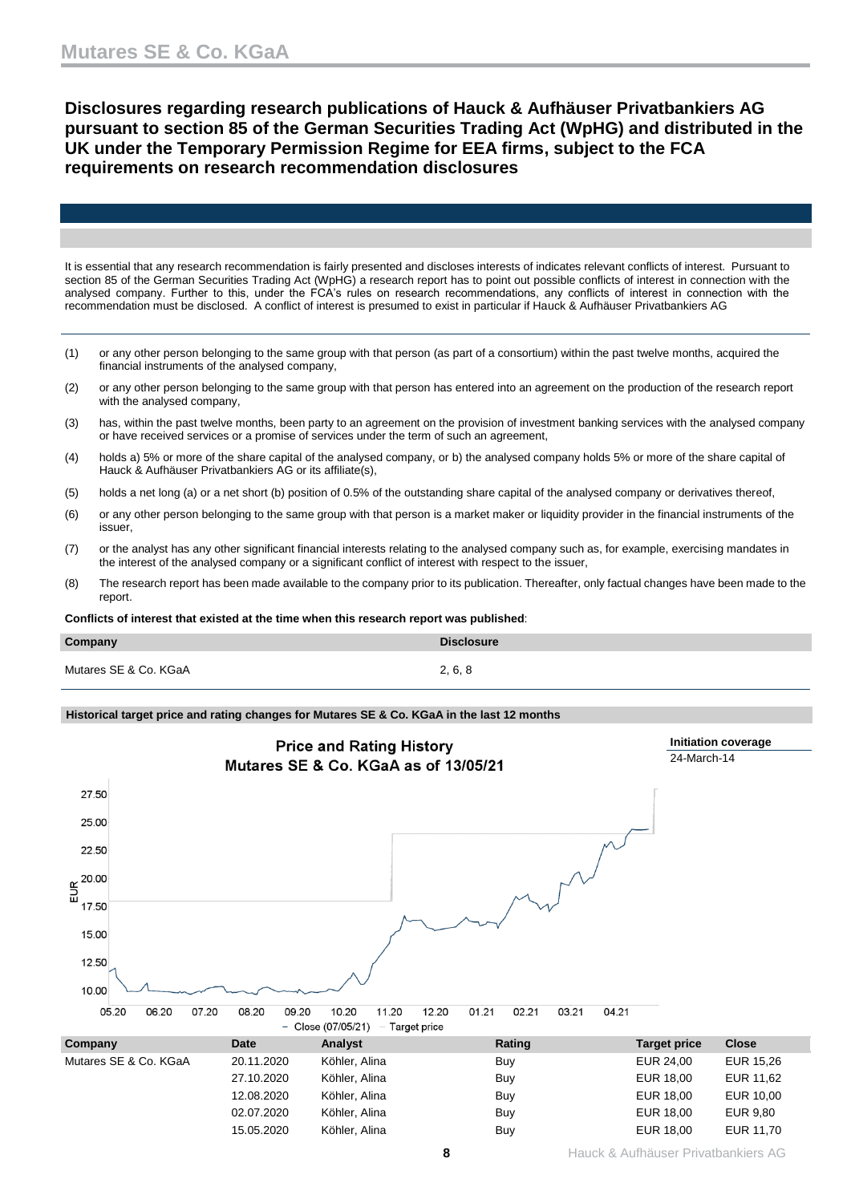## Disclosures regarding research publications of Hauck & Aufhäuser Privatbankiers AG pursuant to section 85 of the German Securities Trading Act (WpHG) and distributed in the UK under the Temporary Permission Regime for EEA firms, subject to the FCA requirements on research recommendation disclosures

It is essential that any research recommendation is fairly presented and discloses interests of indicates relevant conflicts of interest. Pursuant to section 85 of the German Securities Trading Act (WpHG) a research report has to point out possible conflicts of interest in connection with the analysed company. Further to this, under the FCA's rules on research recommendations, any conflicts of interest in connection with the recommendation must be disclosed. A conflict of interest is presumed to exist in particular if Hauck & Aufhäuser Privatbankiers AG

(1) or any other person belonging to the same group with that person (as part of a consortium) within the past twelve months, acquired the financial instruments of the analysed company,

(2) or any other person belonging to the same group with that person has entered into an agreement on the production of the research report with the analysed company,

(3) has, within the past twelve months, been party to an agreement on the provision of investment banking services with the analysed company or have received services or a promise of services under the term of such an agreement,

(4) holds a) 5% or more of the share capital of the analysed company, or b) the analysed company holds 5% or more of the share capital of Hauck & Aufhäuser Privatbankiers AG or its affiliate(s),

(5) holds a net long (a) or a net short (b) position of 0.5% of the outstanding share capital of the analysed company or derivatives thereof,

(6) or any other person belonging to the same group with that person is a market maker or liquidity provider in the financial instruments of the issuer,

(7) or the analyst has any other significant financial interests relating to the analysed company such as, for example, exercising mandates in the interest of the analysed company or a significant conflict of interest with respect to the issuer,

(8) The research report has been made available to the company prior to its publication. Thereafter, only factual changes have been made to the report.

**Conflicts of interest that existed at the time when this research report was published**:

| Company | Disclosure |
|---|---|
| Mutares SE & Co. KGaA | 2, 6, 8 |

**Historical target price and rating changes for Mutares SE & Co. KGaA in the last 12 months**

**Price and Rating History**
**Mutares SE & Co. KGaA as of 13/05/21**

**Initiation coverage**
24-March-14

| Company | Date | Analyst | Rating | Target price | Close |
|---|---|---|---|---|---|
| Mutares SE & Co. KGaA | 20.11.2020 | Köhler, Alina | Buy | EUR 24,00 | EUR 15,26 |
| | 27.10.2020 | Köhler, Alina | Buy | EUR 18,00 | EUR 11,62 |
| | 12.08.2020 | Köhler, Alina | Buy | EUR 18,00 | EUR 10,00 |
| | 02.07.2020 | Köhler, Alina | Buy | EUR 18,00 | EUR 9,80 |
| | 15.05.2020 | Köhler, Alina | Buy | EUR 18,00 | EUR 11,70 |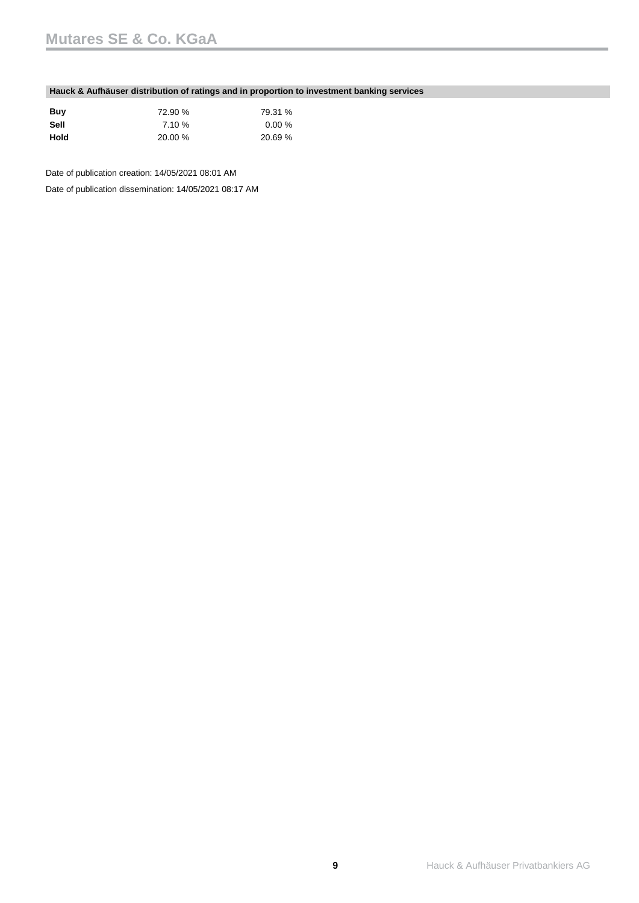**Hauck & Aufhäuser distribution of ratings and in proportion to investment banking services**

| | | |
|---|---|---|
| **Buy** | 72.90 % | 79.31 % |
| **Sell** | 7.10 % | 0.00 % |
| **Hold** | 20.00 % | 20.69 % |

Date of publication creation: 14/05/2021 08:01 AM

Date of publication dissemination: 14/05/2021 08:17 AM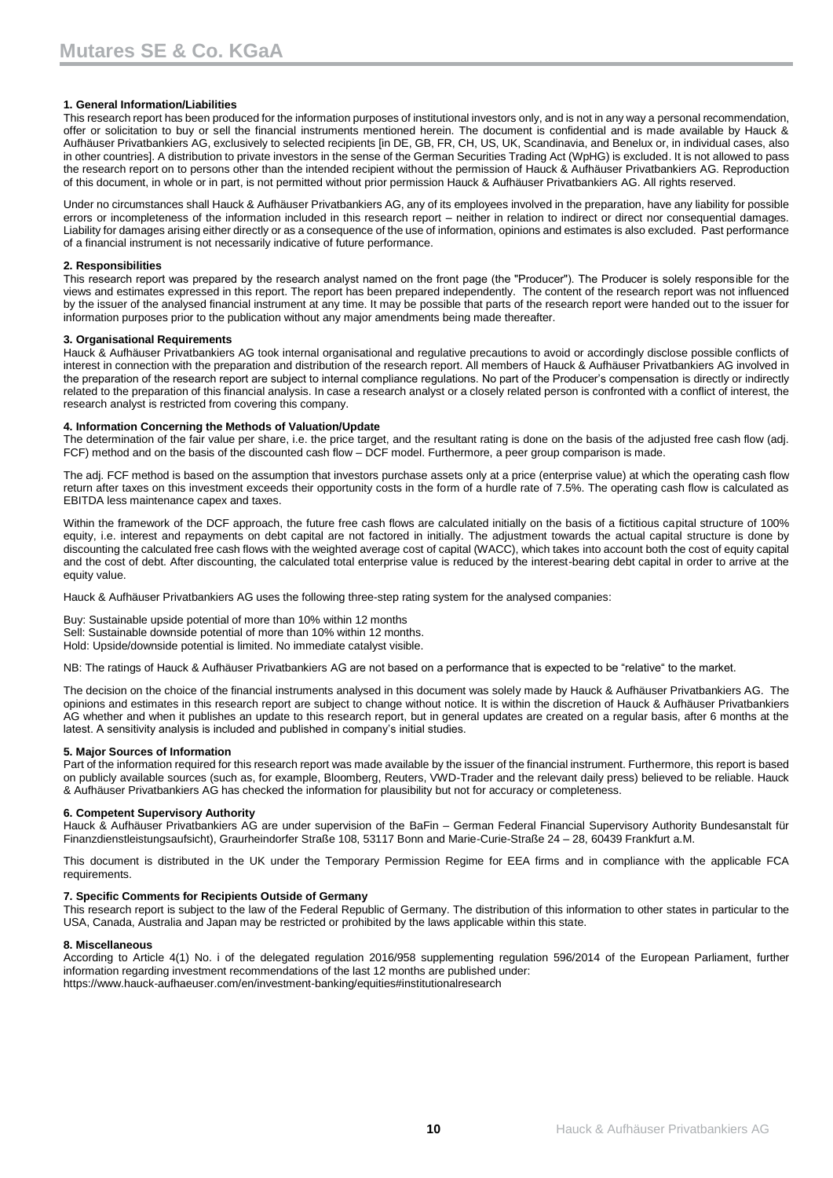**1. General Information/Liabilities**

This research report has been produced for the information purposes of institutional investors only, and is not in any way a personal recommendation, offer or solicitation to buy or sell the financial instruments mentioned herein. The document is confidential and is made available by Hauck & Aufhäuser Privatbankiers AG, exclusively to selected recipients [in DE, GB, FR, CH, US, UK, Scandinavia, and Benelux or, in individual cases, also in other countries]. A distribution to private investors in the sense of the German Securities Trading Act (WpHG) is excluded. It is not allowed to pass the research report on to persons other than the intended recipient without the permission of Hauck & Aufhäuser Privatbankiers AG. Reproduction of this document, in whole or in part, is not permitted without prior permission Hauck & Aufhäuser Privatbankiers AG. All rights reserved.

Under no circumstances shall Hauck & Aufhäuser Privatbankiers AG, any of its employees involved in the preparation, have any liability for possible errors or incompleteness of the information included in this research report – neither in relation to indirect or direct nor consequential damages. Liability for damages arising either directly or as a consequence of the use of information, opinions and estimates is also excluded. Past performance of a financial instrument is not necessarily indicative of future performance.

**2. Responsibilities**

This research report was prepared by the research analyst named on the front page (the "Producer"). The Producer is solely responsible for the views and estimates expressed in this report. The report has been prepared independently. The content of the research report was not influenced by the issuer of the analysed financial instrument at any time. It may be possible that parts of the research report were handed out to the issuer for information purposes prior to the publication without any major amendments being made thereafter.

**3. Organisational Requirements**

Hauck & Aufhäuser Privatbankiers AG took internal organisational and regulative precautions to avoid or accordingly disclose possible conflicts of interest in connection with the preparation and distribution of the research report. All members of Hauck & Aufhäuser Privatbankiers AG involved in the preparation of the research report are subject to internal compliance regulations. No part of the Producer's compensation is directly or indirectly related to the preparation of this financial analysis. In case a research analyst or a closely related person is confronted with a conflict of interest, the research analyst is restricted from covering this company.

**4. Information Concerning the Methods of Valuation/Update**

The determination of the fair value per share, i.e. the price target, and the resultant rating is done on the basis of the adjusted free cash flow (adj. FCF) method and on the basis of the discounted cash flow – DCF model. Furthermore, a peer group comparison is made.

The adj. FCF method is based on the assumption that investors purchase assets only at a price (enterprise value) at which the operating cash flow return after taxes on this investment exceeds their opportunity costs in the form of a hurdle rate of 7.5%. The operating cash flow is calculated as EBITDA less maintenance capex and taxes.

Within the framework of the DCF approach, the future free cash flows are calculated initially on the basis of a fictitious capital structure of 100% equity, i.e. interest and repayments on debt capital are not factored in initially. The adjustment towards the actual capital structure is done by discounting the calculated free cash flows with the weighted average cost of capital (WACC), which takes into account both the cost of equity capital and the cost of debt. After discounting, the calculated total enterprise value is reduced by the interest-bearing debt capital in order to arrive at the equity value.

Hauck & Aufhäuser Privatbankiers AG uses the following three-step rating system for the analysed companies:

Buy: Sustainable upside potential of more than 10% within 12 months
Sell: Sustainable downside potential of more than 10% within 12 months.
Hold: Upside/downside potential is limited. No immediate catalyst visible.

NB: The ratings of Hauck & Aufhäuser Privatbankiers AG are not based on a performance that is expected to be "relative" to the market.

The decision on the choice of the financial instruments analysed in this document was solely made by Hauck & Aufhäuser Privatbankiers AG. The opinions and estimates in this research report are subject to change without notice. It is within the discretion of Hauck & Aufhäuser Privatbankiers AG whether and when it publishes an update to this research report, but in general updates are created on a regular basis, after 6 months at the latest. A sensitivity analysis is included and published in company's initial studies.

**5. Major Sources of Information**

Part of the information required for this research report was made available by the issuer of the financial instrument. Furthermore, this report is based on publicly available sources (such as, for example, Bloomberg, Reuters, VWD-Trader and the relevant daily press) believed to be reliable. Hauck & Aufhäuser Privatbankiers AG has checked the information for plausibility but not for accuracy or completeness.

**6. Competent Supervisory Authority**

Hauck & Aufhäuser Privatbankiers AG are under supervision of the BaFin – German Federal Financial Supervisory Authority Bundesanstalt für Finanzdienstleistungsaufsicht), Graurheindorfer Straße 108, 53117 Bonn and Marie-Curie-Straße 24 – 28, 60439 Frankfurt a.M.

This document is distributed in the UK under the Temporary Permission Regime for EEA firms and in compliance with the applicable FCA requirements.

**7. Specific Comments for Recipients Outside of Germany**

This research report is subject to the law of the Federal Republic of Germany. The distribution of this information to other states in particular to the USA, Canada, Australia and Japan may be restricted or prohibited by the laws applicable within this state.

**8. Miscellaneous**

According to Article 4(1) No. i of the delegated regulation 2016/958 supplementing regulation 596/2014 of the European Parliament, further information regarding investment recommendations of the last 12 months are published under:
https://www.hauck-aufhaeuser.com/en/investment-banking/equities#institutionalresearch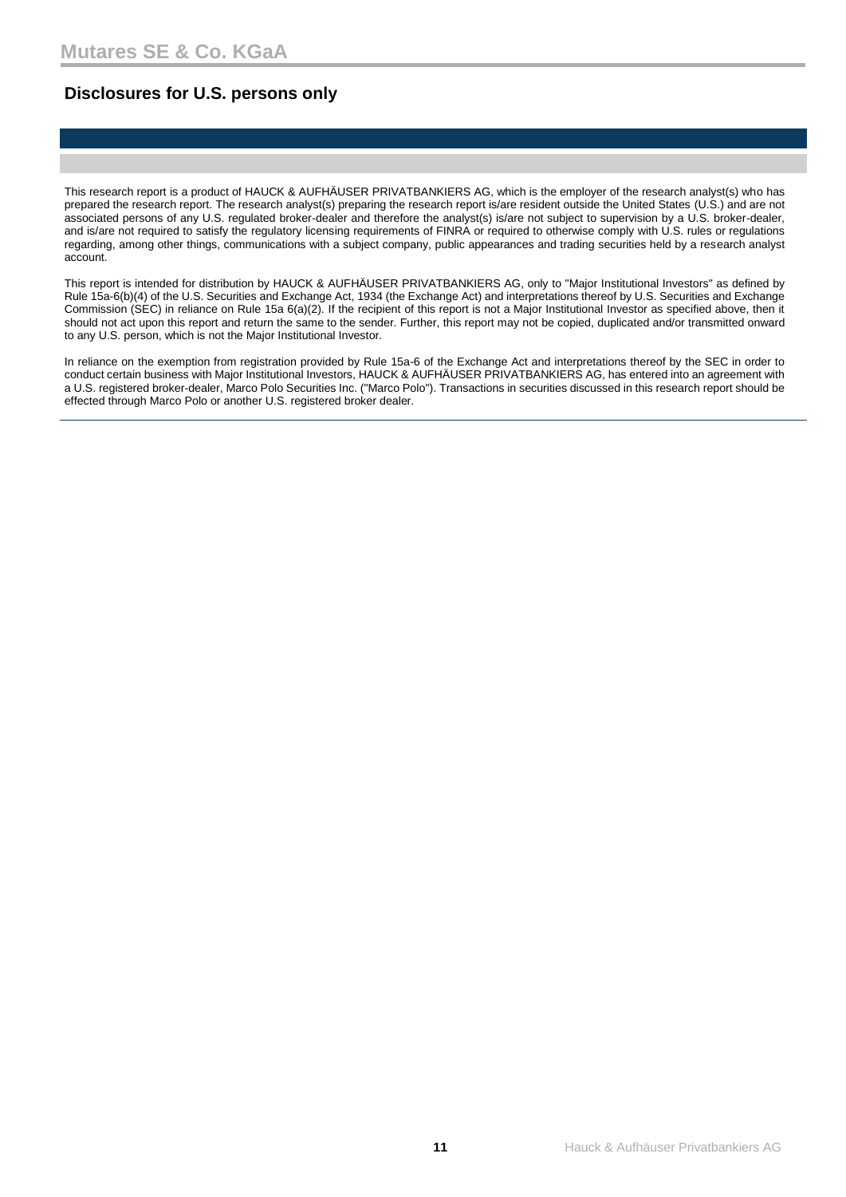## Disclosures for U.S. persons only

This research report is a product of HAUCK & AUFHÄUSER PRIVATBANKIERS AG, which is the employer of the research analyst(s) who has prepared the research report. The research analyst(s) preparing the research report is/are resident outside the United States (U.S.) and are not associated persons of any U.S. regulated broker-dealer and therefore the analyst(s) is/are not subject to supervision by a U.S. broker-dealer, and is/are not required to satisfy the regulatory licensing requirements of FINRA or required to otherwise comply with U.S. rules or regulations regarding, among other things, communications with a subject company, public appearances and trading securities held by a research analyst account.

This report is intended for distribution by HAUCK & AUFHÄUSER PRIVATBANKIERS AG, only to "Major Institutional Investors" as defined by Rule 15a-6(b)(4) of the U.S. Securities and Exchange Act, 1934 (the Exchange Act) and interpretations thereof by U.S. Securities and Exchange Commission (SEC) in reliance on Rule 15a 6(a)(2). If the recipient of this report is not a Major Institutional Investor as specified above, then it should not act upon this report and return the same to the sender. Further, this report may not be copied, duplicated and/or transmitted onward to any U.S. person, which is not the Major Institutional Investor.

In reliance on the exemption from registration provided by Rule 15a-6 of the Exchange Act and interpretations thereof by the SEC in order to conduct certain business with Major Institutional Investors, HAUCK & AUFHÄUSER PRIVATBANKIERS AG, has entered into an agreement with a U.S. registered broker-dealer, Marco Polo Securities Inc. ("Marco Polo"). Transactions in securities discussed in this research report should be effected through Marco Polo or another U.S. registered broker dealer.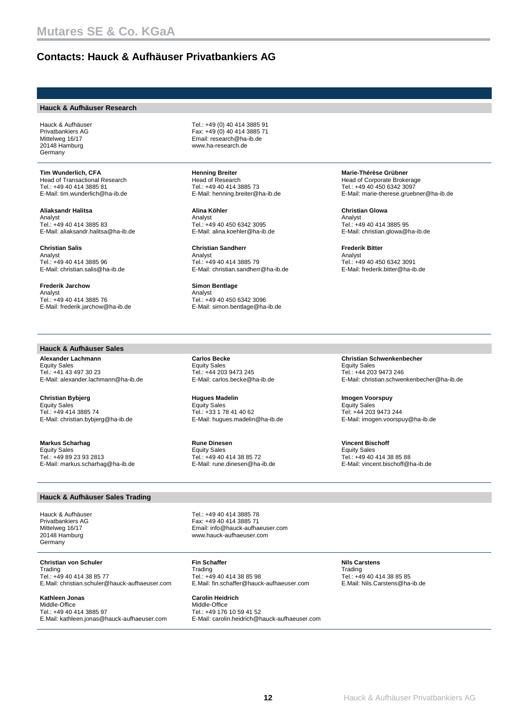# Contacts: Hauck & Aufhäuser Privatbankiers AG

## Hauck & Aufhäuser Research

Hauck & Aufhäuser
Privatbankiers AG
Mittelweg 16/17
20148 Hamburg
Germany

Tel.: +49 (0) 40 414 3885 91
Fax: +49 (0) 40 414 3885 71
Email: research@ha-ib.de
www.ha-research.de

**Tim Wunderlich, CFA**
Head of Transactional Research
Tel.: +49 40 414 3885 81
E-Mail: tim.wunderlich@ha-ib.de

**Henning Breiter**
Head of Research
Tel.: +49 40 414 3885 73
E-Mail: henning.breiter@ha-ib.de

**Marie-Thérèse Grübner**
Head of Corporate Brokerage
Tel.: +49 40 450 6342 3097
E-Mail: marie-therese.gruebner@ha-ib.de

**Aliaksandr Halitsa**
Analyst
Tel.: +49 40 414 3885 83
E-Mail: aliaksandr.halitsa@ha-ib.de

**Alina Köhler**
Analyst
Tel.: +49 40 450 6342 3095
E-Mail: alina.koehler@ha-ib.de

**Christian Glowa**
Analyst
Tel.: +49 40 414 3885 95
E-Mail: christian.glowa@ha-ib.de

**Christian Salis**
Analyst
Tel.: +49 40 414 3885 96
E-Mail: christian.salis@ha-ib.de

**Christian Sandherr**
Analyst
Tel.: +49 40 414 3885 79
E-Mail: christian.sandherr@ha-ib.de

**Frederik Bitter**
Analyst
Tel.: +49 40 450 6342 3091
E-Mail: frederik.bitter@ha-ib.de

**Frederik Jarchow**
Analyst
Tel.: +49 40 414 3885 76
E-Mail: frederik.jarchow@ha-ib.de

**Simon Bentlage**
Analyst
Tel.: +49 40 450 6342 3096
E-Mail: simon.bentlage@ha-ib.de

## Hauck & Aufhäuser Sales

**Alexander Lachmann**
Equity Sales
Tel.: +41 43 497 30 23
E-Mail: alexander.lachmann@ha-ib.de

**Carlos Becke**
Equity Sales
Tel.: +44 203 9473 245
E-Mail: carlos.becke@ha-ib.de

**Christian Schwenkenbecher**
Equity Sales
Tel.: +44 203 9473 246
E-Mail: christian.schwenkenbecher@ha-ib.de

**Christian Bybjerg**
Equity Sales
Tel.: +49 414 3885 74
E-Mail: christian.bybjerg@ha-ib.de

**Hugues Madelin**
Equity Sales
Tel.: +33 1 78 41 40 62
E-Mail: hugues.madelin@ha-ib.de

**Imogen Voorspuy**
Equity Sales
Tel: +44 203 9473 244
E-Mail: imogen.voorspuy@ha-ib.de

**Markus Scharhag**
Equity Sales
Tel.: +49 89 23 93 2813
E-Mail: markus.scharhag@ha-ib.de

**Rune Dinesen**
Equity Sales
Tel.: +49 40 414 38 85 72
E-Mail: rune.dinesen@ha-ib.de

**Vincent Bischoff**
Equity Sales
Tel.: +49 40 414 38 85 88
E-Mail: vincent.bischoff@ha-ib.de

## Hauck & Aufhäuser Sales Trading

Hauck & Aufhäuser
Privatbankiers AG
Mittelweg 16/17
20148 Hamburg
Germany

Tel.: +49 40 414 3885 78
Fax: +49 40 414 3885 71
Email: info@hauck-aufhaeuser.com
www.hauck-aufhaeuser.com

**Christian von Schuler**
Trading
Tel.: +49 40 414 38 85 77
E.Mail: christian.schuler@hauck-aufhaeuser.com

**Fin Schaffer**
Trading
Tel.: +49 40 414 38 85 98
E.Mail: fin.schaffer@hauck-aufhaeuser.com

**Nils Carstens**
Trading
Tel.: +49 40 414 38 85 85
E.Mail: Nils.Carstens@ha-ib.de

**Kathleen Jonas**
Middle-Office
Tel.: +49 40 414 3885 97
E.Mail: kathleen.jonas@hauck-aufhaeuser.com

**Carolin Heidrich**
Middle-Office
Tel.: +49 176 10 59 41 52
E-Mail: carolin.heidrich@hauck-aufhaeuser.com